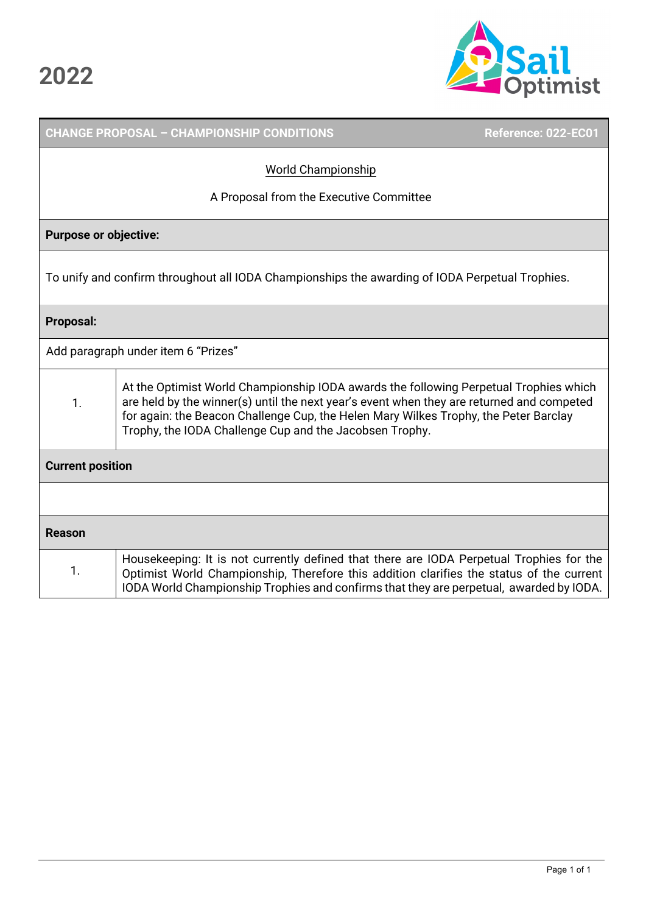# 2022

Sail Optimist

| CHANGE PROPOSAL – CHAMPIONSHIP CONDITIONS | Reference: 022-EC01 |
|---|---|

World Championship

A Proposal from the Executive Committee

**Purpose or objective:**

To unify and confirm throughout all IODA Championships the awarding of IODA Perpetual Trophies.

**Proposal:**

Add paragraph under item 6 "Prizes"

| | |
|---|---|
| 1. | At the Optimist World Championship IODA awards the following Perpetual Trophies which are held by the winner(s) until the next year's event when they are returned and competed for again: the Beacon Challenge Cup, the Helen Mary Wilkes Trophy, the Peter Barclay Trophy, the IODA Challenge Cup and the Jacobsen Trophy. |

**Current position**

**Reason**

| | |
|---|---|
| 1. | Housekeeping: It is not currently defined that there are IODA Perpetual Trophies for the Optimist World Championship, Therefore this addition clarifies the status of the current IODA World Championship Trophies and confirms that they are perpetual, awarded by IODA. |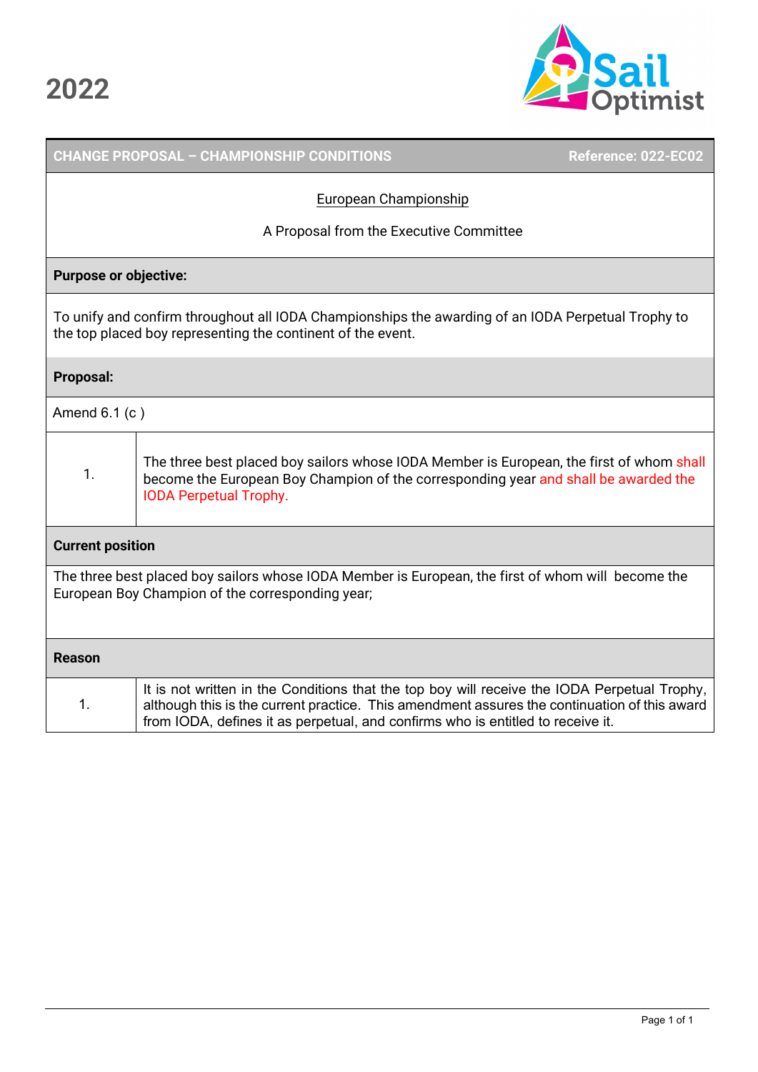2022

| CHANGE PROPOSAL – CHAMPIONSHIP CONDITIONS | Reference: 022-EC02 |
|---|---|

European Championship

A Proposal from the Executive Committee

**Purpose or objective:**

To unify and confirm throughout all IODA Championships the awarding of an IODA Perpetual Trophy to the top placed boy representing the continent of the event.

**Proposal:**

Amend 6.1 (c )

| | |
|---|---|
| 1. | The three best placed boy sailors whose IODA Member is European, the first of whom shall become the European Boy Champion of the corresponding year and shall be awarded the IODA Perpetual Trophy. |

**Current position**

The three best placed boy sailors whose IODA Member is European, the first of whom will become the European Boy Champion of the corresponding year;

**Reason**

| | |
|---|---|
| 1. | It is not written in the Conditions that the top boy will receive the IODA Perpetual Trophy, although this is the current practice. This amendment assures the continuation of this award from IODA, defines it as perpetual, and confirms who is entitled to receive it. |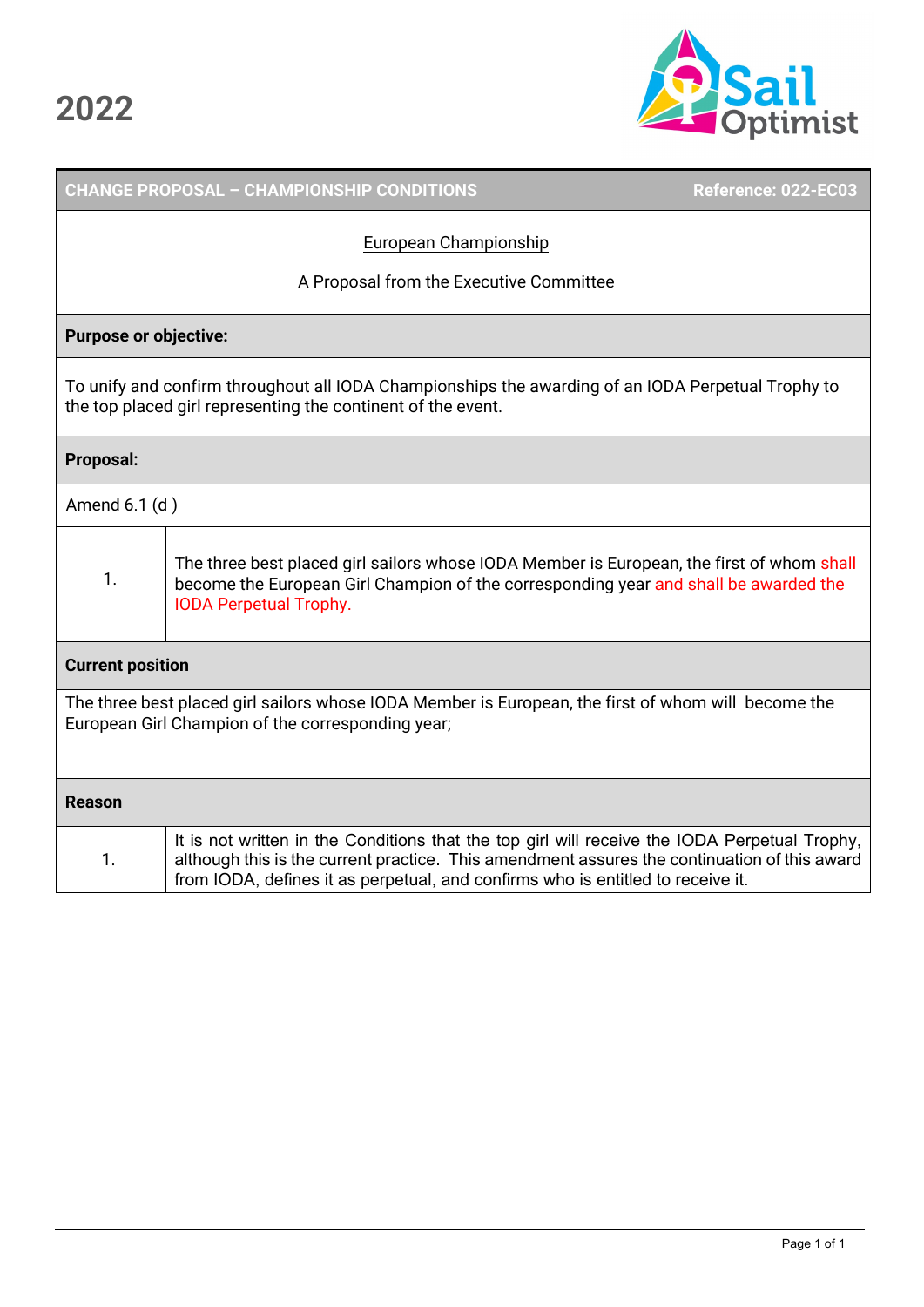# 2022

| CHANGE PROPOSAL – CHAMPIONSHIP CONDITIONS | Reference: 022-EC03 |
|---|---|

European Championship

A Proposal from the Executive Committee

**Purpose or objective:**

To unify and confirm throughout all IODA Championships the awarding of an IODA Perpetual Trophy to the top placed girl representing the continent of the event.

**Proposal:**

Amend 6.1 (d )

| | |
|---|---|
| 1. | The three best placed girl sailors whose IODA Member is European, the first of whom shall become the European Girl Champion of the corresponding year and shall be awarded the IODA Perpetual Trophy. |

**Current position**

The three best placed girl sailors whose IODA Member is European, the first of whom will become the European Girl Champion of the corresponding year;

**Reason**

| | |
|---|---|
| 1. | It is not written in the Conditions that the top girl will receive the IODA Perpetual Trophy, although this is the current practice. This amendment assures the continuation of this award from IODA, defines it as perpetual, and confirms who is entitled to receive it. |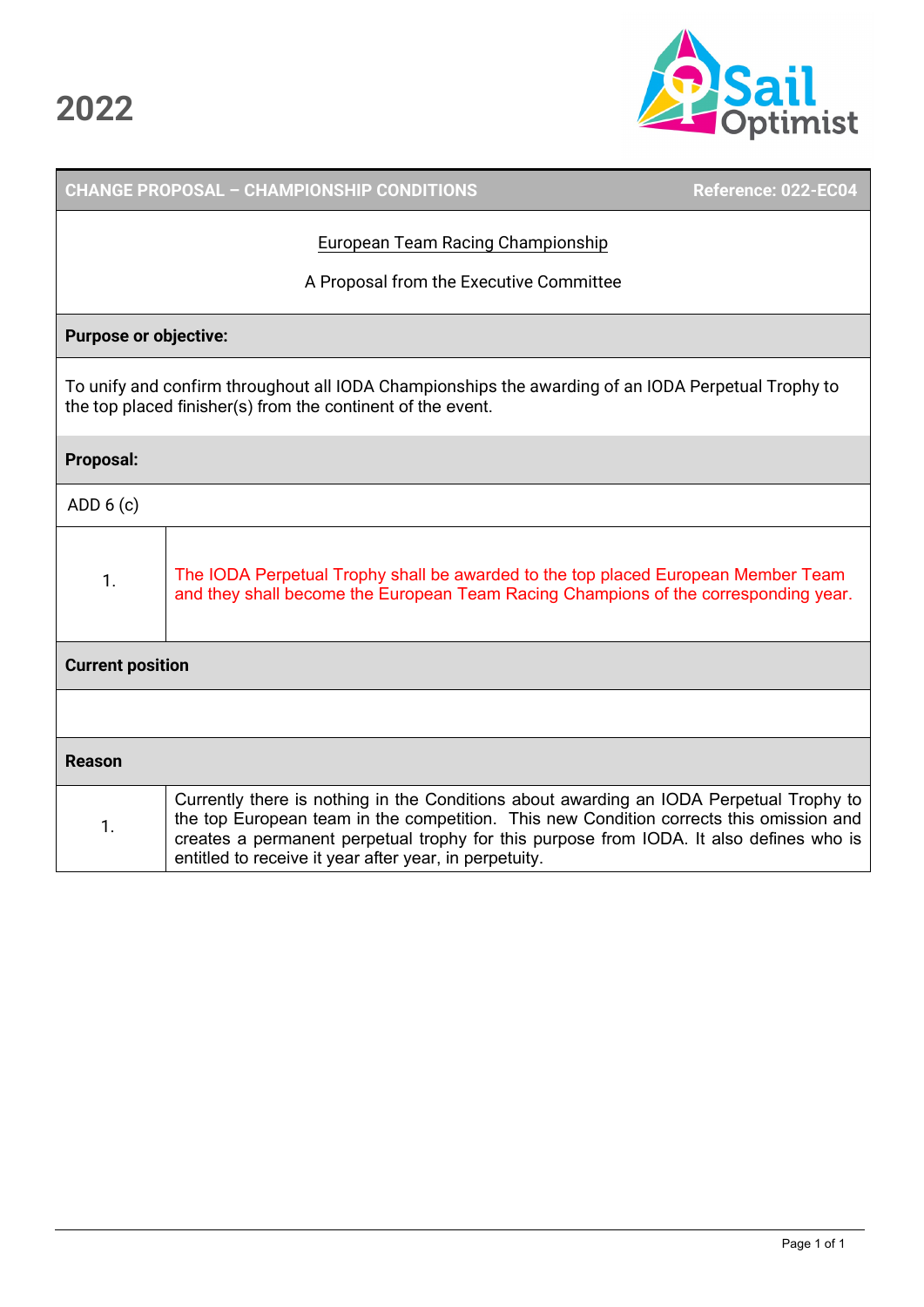# 2022

| CHANGE PROPOSAL – CHAMPIONSHIP CONDITIONS | Reference: 022-EC04 |
| --- | --- |

European Team Racing Championship

A Proposal from the Executive Committee

**Purpose or objective:**

To unify and confirm throughout all IODA Championships the awarding of an IODA Perpetual Trophy to the top placed finisher(s) from the continent of the event.

**Proposal:**

ADD 6 (c)

| | |
| --- | --- |
| 1. | The IODA Perpetual Trophy shall be awarded to the top placed European Member Team and they shall become the European Team Racing Champions of the corresponding year. |

**Current position**

**Reason**

| | |
| --- | --- |
| 1. | Currently there is nothing in the Conditions about awarding an IODA Perpetual Trophy to the top European team in the competition. This new Condition corrects this omission and creates a permanent perpetual trophy for this purpose from IODA. It also defines who is entitled to receive it year after year, in perpetuity. |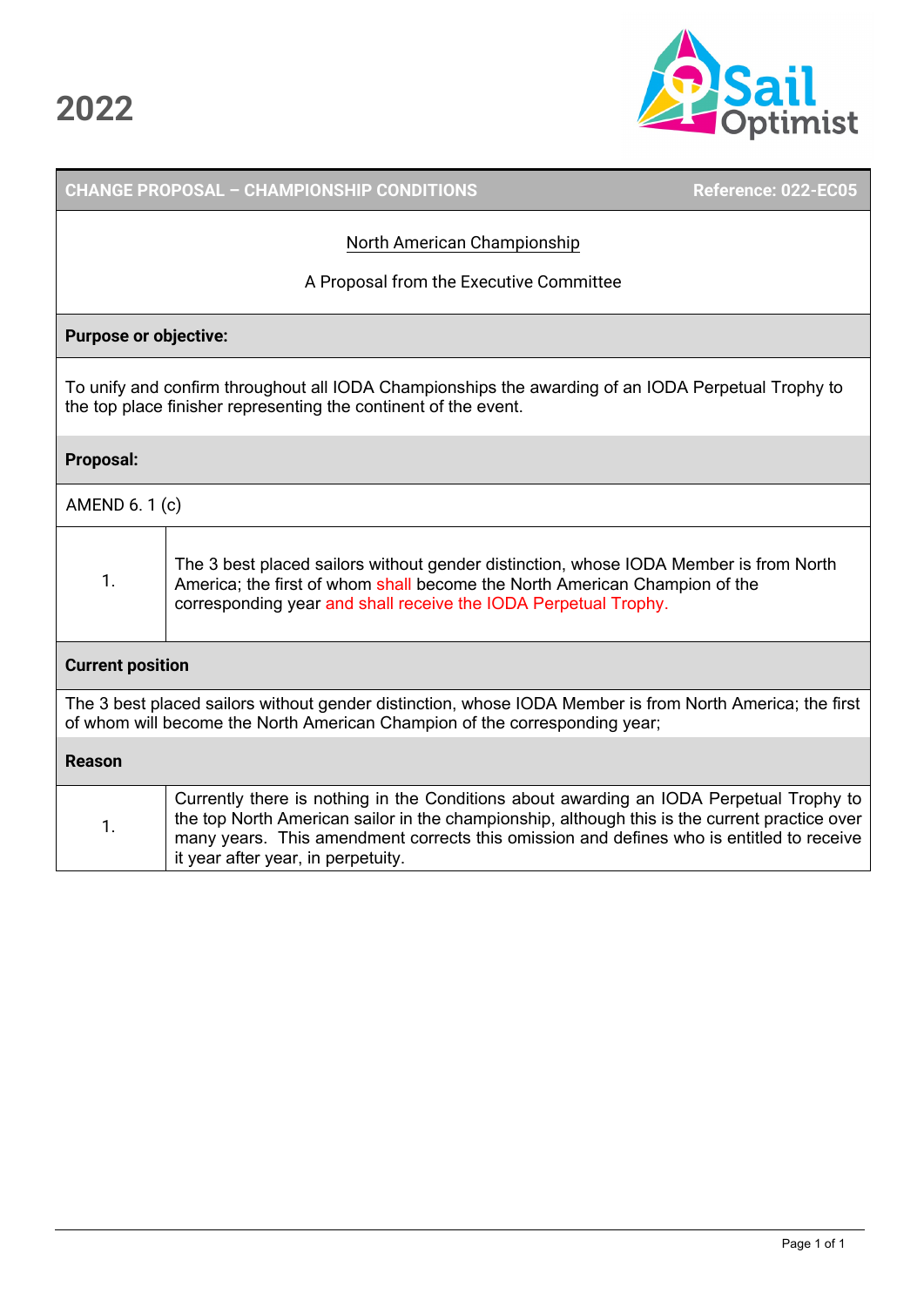# 2022

| CHANGE PROPOSAL – CHAMPIONSHIP CONDITIONS | Reference: 022-EC05 |
|---|---|

North American Championship

A Proposal from the Executive Committee

**Purpose or objective:**

To unify and confirm throughout all IODA Championships the awarding of an IODA Perpetual Trophy to the top place finisher representing the continent of the event.

**Proposal:**

AMEND 6. 1 (c)

| | |
|---|---|
| 1. | The 3 best placed sailors without gender distinction, whose IODA Member is from North America; the first of whom shall become the North American Champion of the corresponding year and shall receive the IODA Perpetual Trophy. |

**Current position**

The 3 best placed sailors without gender distinction, whose IODA Member is from North America; the first of whom will become the North American Champion of the corresponding year;

**Reason**

| | |
|---|---|
| 1. | Currently there is nothing in the Conditions about awarding an IODA Perpetual Trophy to the top North American sailor in the championship, although this is the current practice over many years. This amendment corrects this omission and defines who is entitled to receive it year after year, in perpetuity. |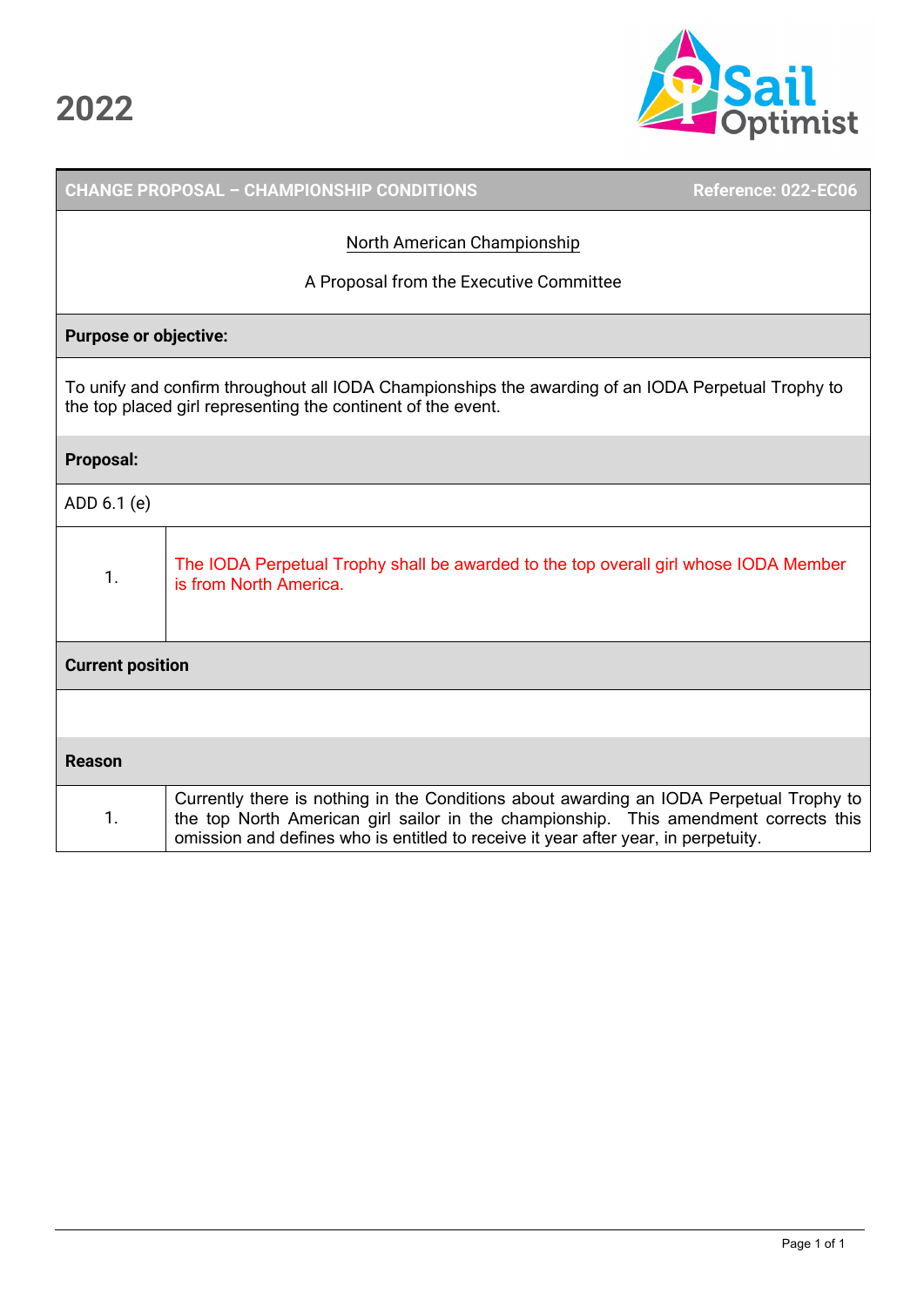# 2022

| CHANGE PROPOSAL – CHAMPIONSHIP CONDITIONS | Reference: 022-EC06 |
|---|---|

North American Championship

A Proposal from the Executive Committee

**Purpose or objective:**

To unify and confirm throughout all IODA Championships the awarding of an IODA Perpetual Trophy to the top placed girl representing the continent of the event.

**Proposal:**

ADD 6.1 (e)

| | |
|---|---|
| 1. | The IODA Perpetual Trophy shall be awarded to the top overall girl whose IODA Member is from North America. |

**Current position**

**Reason**

| | |
|---|---|
| 1. | Currently there is nothing in the Conditions about awarding an IODA Perpetual Trophy to the top North American girl sailor in the championship. This amendment corrects this omission and defines who is entitled to receive it year after year, in perpetuity. |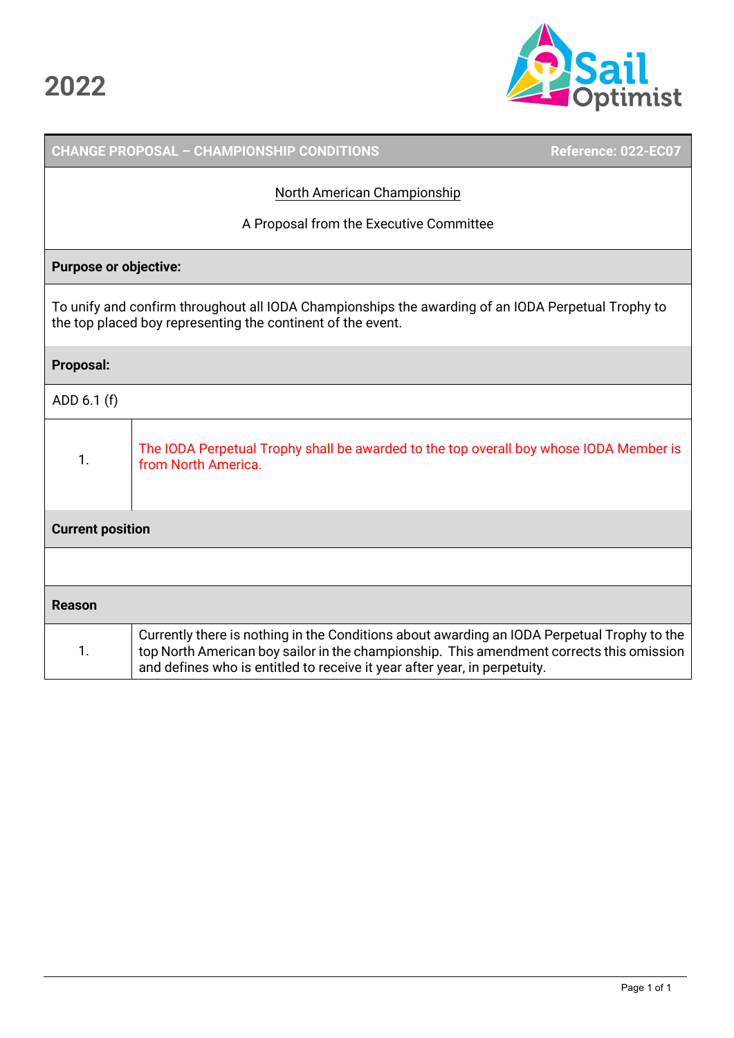# 2022

| CHANGE PROPOSAL – CHAMPIONSHIP CONDITIONS | Reference: 022-EC07 |
|---|---|

North American Championship

A Proposal from the Executive Committee

**Purpose or objective:**

To unify and confirm throughout all IODA Championships the awarding of an IODA Perpetual Trophy to the top placed boy representing the continent of the event.

**Proposal:**

ADD 6.1 (f)

| | |
|---|---|
| 1. | The IODA Perpetual Trophy shall be awarded to the top overall boy whose IODA Member is from North America. |

**Current position**

**Reason**

| | |
|---|---|
| 1. | Currently there is nothing in the Conditions about awarding an IODA Perpetual Trophy to the top North American boy sailor in the championship. This amendment corrects this omission and defines who is entitled to receive it year after year, in perpetuity. |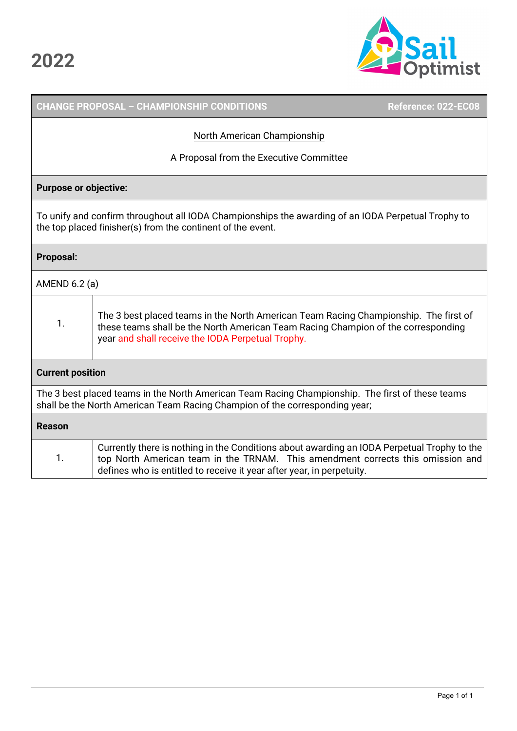# 2022

| CHANGE PROPOSAL – CHAMPIONSHIP CONDITIONS | Reference: 022-EC08 |
|---|---|

North American Championship

A Proposal from the Executive Committee

**Purpose or objective:**

To unify and confirm throughout all IODA Championships the awarding of an IODA Perpetual Trophy to the top placed finisher(s) from the continent of the event.

**Proposal:**

AMEND 6.2 (a)

| | |
|---|---|
| 1. | The 3 best placed teams in the North American Team Racing Championship. The first of these teams shall be the North American Team Racing Champion of the corresponding year and shall receive the IODA Perpetual Trophy. |

**Current position**

The 3 best placed teams in the North American Team Racing Championship. The first of these teams shall be the North American Team Racing Champion of the corresponding year;

**Reason**

| | |
|---|---|
| 1. | Currently there is nothing in the Conditions about awarding an IODA Perpetual Trophy to the top North American team in the TRNAM. This amendment corrects this omission and defines who is entitled to receive it year after year, in perpetuity. |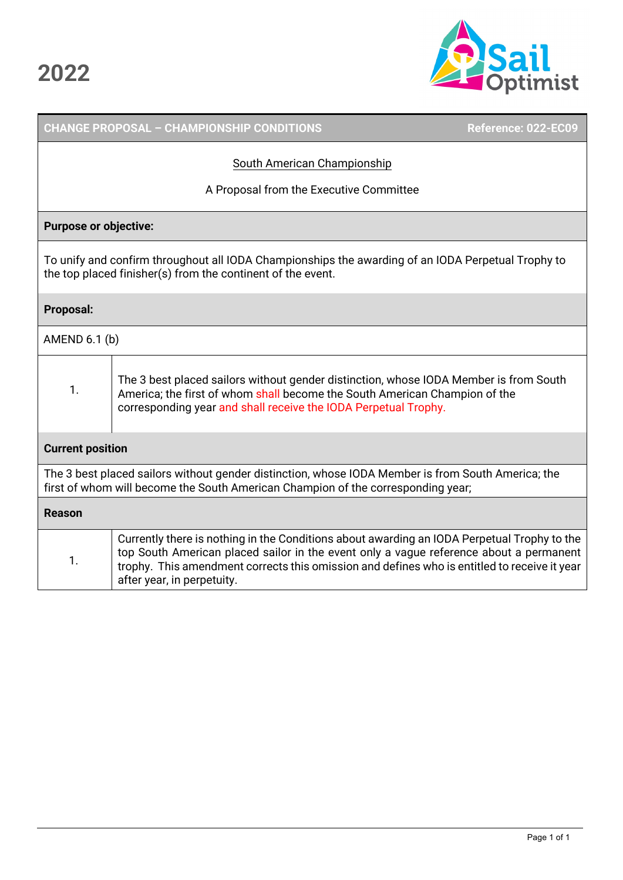# 2022

**CHANGE PROPOSAL – CHAMPIONSHIP CONDITIONS** — **Reference: 022-EC09**

South American Championship

A Proposal from the Executive Committee

**Purpose or objective:**

To unify and confirm throughout all IODA Championships the awarding of an IODA Perpetual Trophy to the top placed finisher(s) from the continent of the event.

**Proposal:**

AMEND 6.1 (b)

| | |
|---|---|
| 1. | The 3 best placed sailors without gender distinction, whose IODA Member is from South America; the first of whom shall become the South American Champion of the corresponding year and shall receive the IODA Perpetual Trophy. |

**Current position**

The 3 best placed sailors without gender distinction, whose IODA Member is from South America; the first of whom will become the South American Champion of the corresponding year;

**Reason**

| | |
|---|---|
| 1. | Currently there is nothing in the Conditions about awarding an IODA Perpetual Trophy to the top South American placed sailor in the event only a vague reference about a permanent trophy. This amendment corrects this omission and defines who is entitled to receive it year after year, in perpetuity. |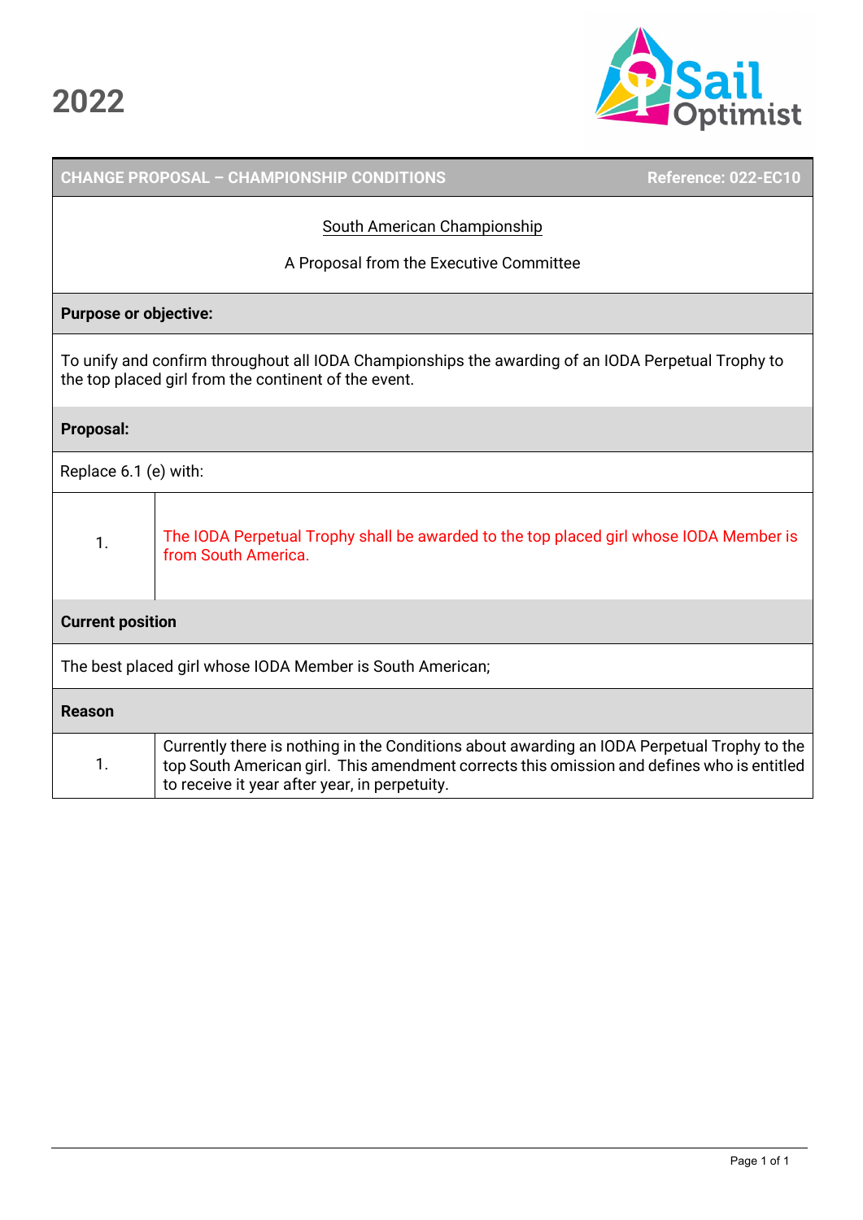# 2022

| CHANGE PROPOSAL – CHAMPIONSHIP CONDITIONS | Reference: 022-EC10 |
|---|---|

South American Championship

A Proposal from the Executive Committee

**Purpose or objective:**

To unify and confirm throughout all IODA Championships the awarding of an IODA Perpetual Trophy to the top placed girl from the continent of the event.

**Proposal:**

Replace 6.1 (e) with:

| | |
|---|---|
| 1. | The IODA Perpetual Trophy shall be awarded to the top placed girl whose IODA Member is from South America. |

**Current position**

The best placed girl whose IODA Member is South American;

**Reason**

| | |
|---|---|
| 1. | Currently there is nothing in the Conditions about awarding an IODA Perpetual Trophy to the top South American girl. This amendment corrects this omission and defines who is entitled to receive it year after year, in perpetuity. |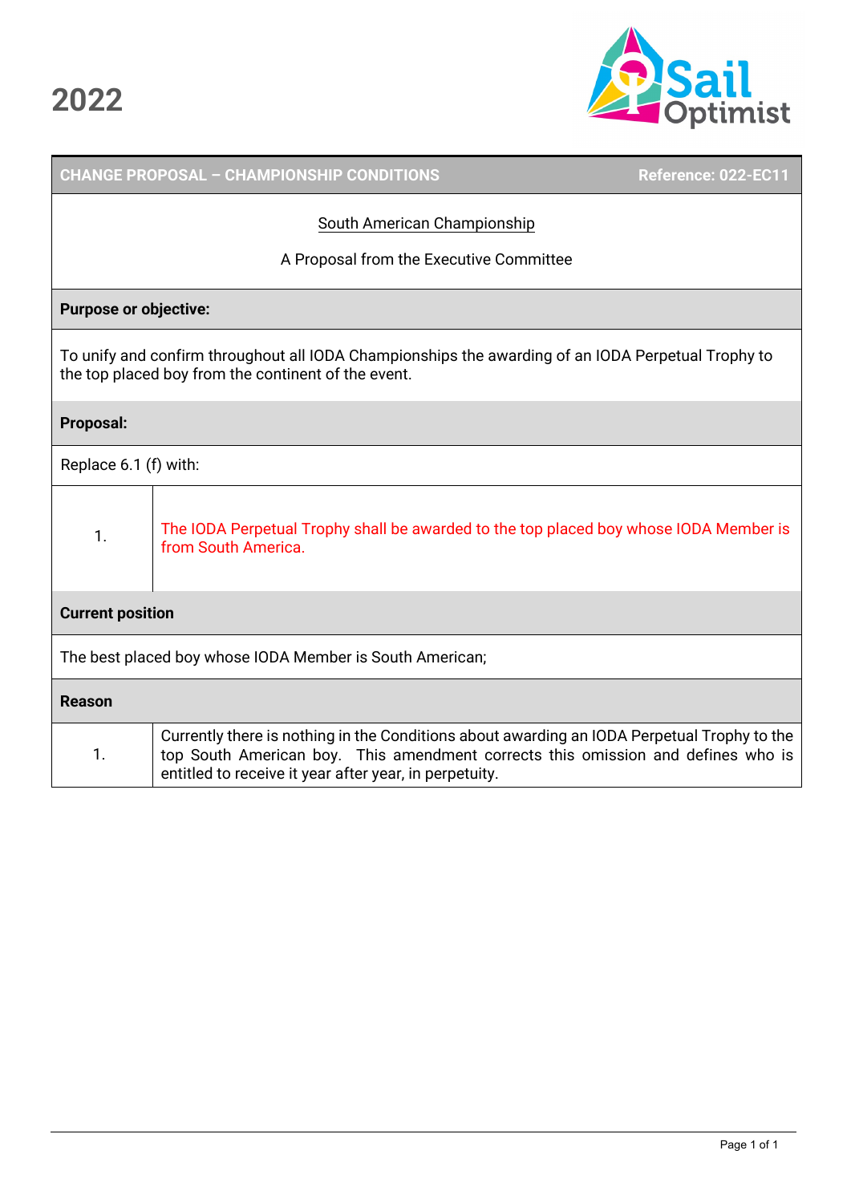# 2022

| CHANGE PROPOSAL – CHAMPIONSHIP CONDITIONS | Reference: 022-EC11 |
|---|---|

South American Championship

A Proposal from the Executive Committee

**Purpose or objective:**

To unify and confirm throughout all IODA Championships the awarding of an IODA Perpetual Trophy to the top placed boy from the continent of the event.

**Proposal:**

Replace 6.1 (f) with:

| | |
|---|---|
| 1. | The IODA Perpetual Trophy shall be awarded to the top placed boy whose IODA Member is from South America. |

**Current position**

The best placed boy whose IODA Member is South American;

**Reason**

| | |
|---|---|
| 1. | Currently there is nothing in the Conditions about awarding an IODA Perpetual Trophy to the top South American boy. This amendment corrects this omission and defines who is entitled to receive it year after year, in perpetuity. |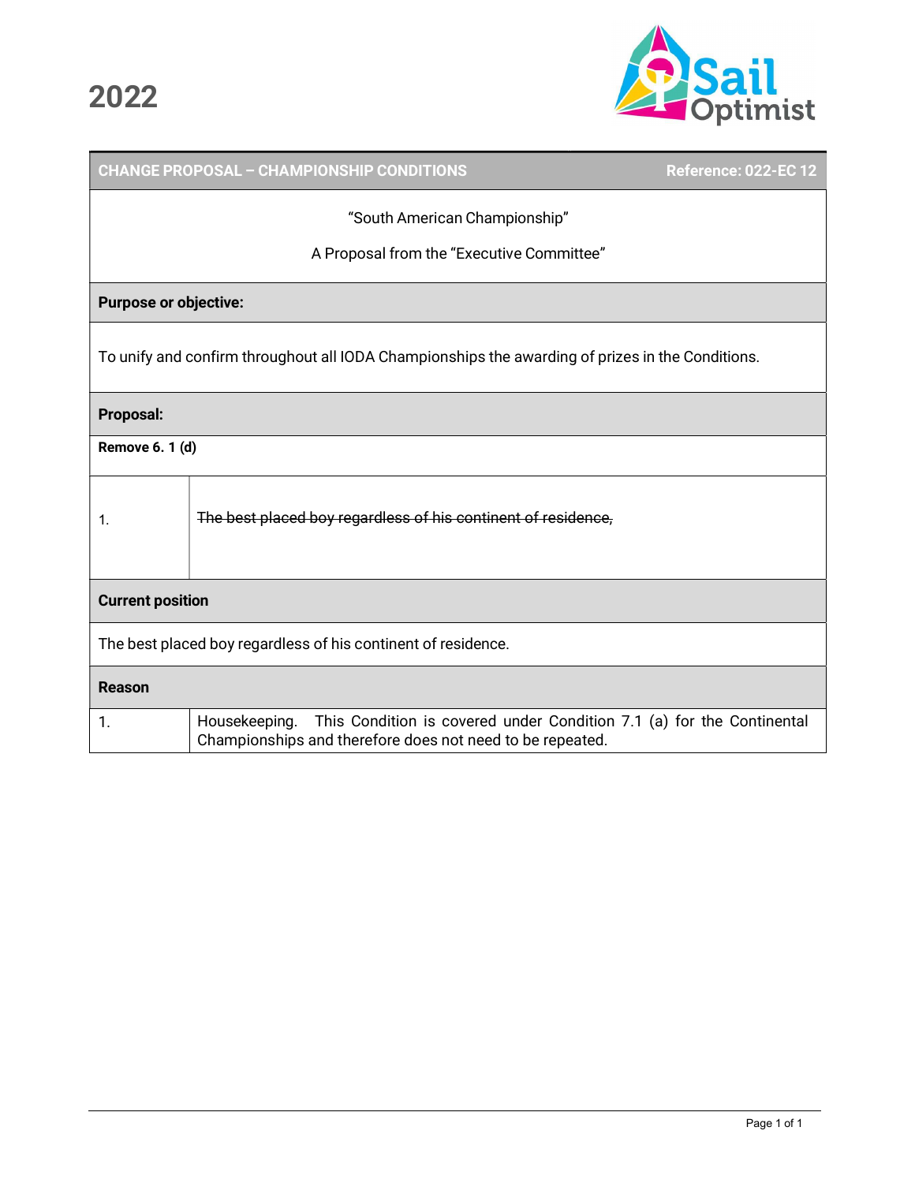# 2022

| CHANGE PROPOSAL – CHAMPIONSHIP CONDITIONS | Reference: 022-EC 12 |
| --- | --- |

"South American Championship"

A Proposal from the "Executive Committee"

**Purpose or objective:**

To unify and confirm throughout all IODA Championships the awarding of prizes in the Conditions.

**Proposal:**

**Remove 6. 1 (d)**

| | |
| --- | --- |
| 1. | ~~The best placed boy regardless of his continent of residence,~~ |

**Current position**

The best placed boy regardless of his continent of residence.

**Reason**

| | |
| --- | --- |
| 1. | Housekeeping. This Condition is covered under Condition 7.1 (a) for the Continental Championships and therefore does not need to be repeated. |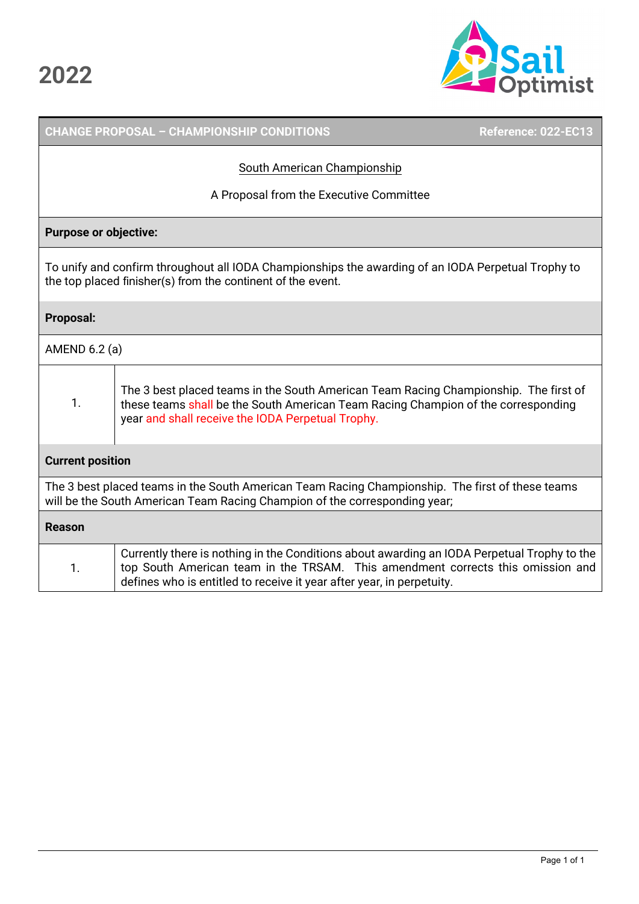# 2022

| CHANGE PROPOSAL – CHAMPIONSHIP CONDITIONS | Reference: 022-EC13 |
|---|---|

South American Championship

A Proposal from the Executive Committee

**Purpose or objective:**

To unify and confirm throughout all IODA Championships the awarding of an IODA Perpetual Trophy to the top placed finisher(s) from the continent of the event.

**Proposal:**

AMEND 6.2 (a)

| | |
|---|---|
| 1. | The 3 best placed teams in the South American Team Racing Championship. The first of these teams shall be the South American Team Racing Champion of the corresponding year and shall receive the IODA Perpetual Trophy. |

**Current position**

The 3 best placed teams in the South American Team Racing Championship. The first of these teams will be the South American Team Racing Champion of the corresponding year;

**Reason**

| | |
|---|---|
| 1. | Currently there is nothing in the Conditions about awarding an IODA Perpetual Trophy to the top South American team in the TRSAM. This amendment corrects this omission and defines who is entitled to receive it year after year, in perpetuity. |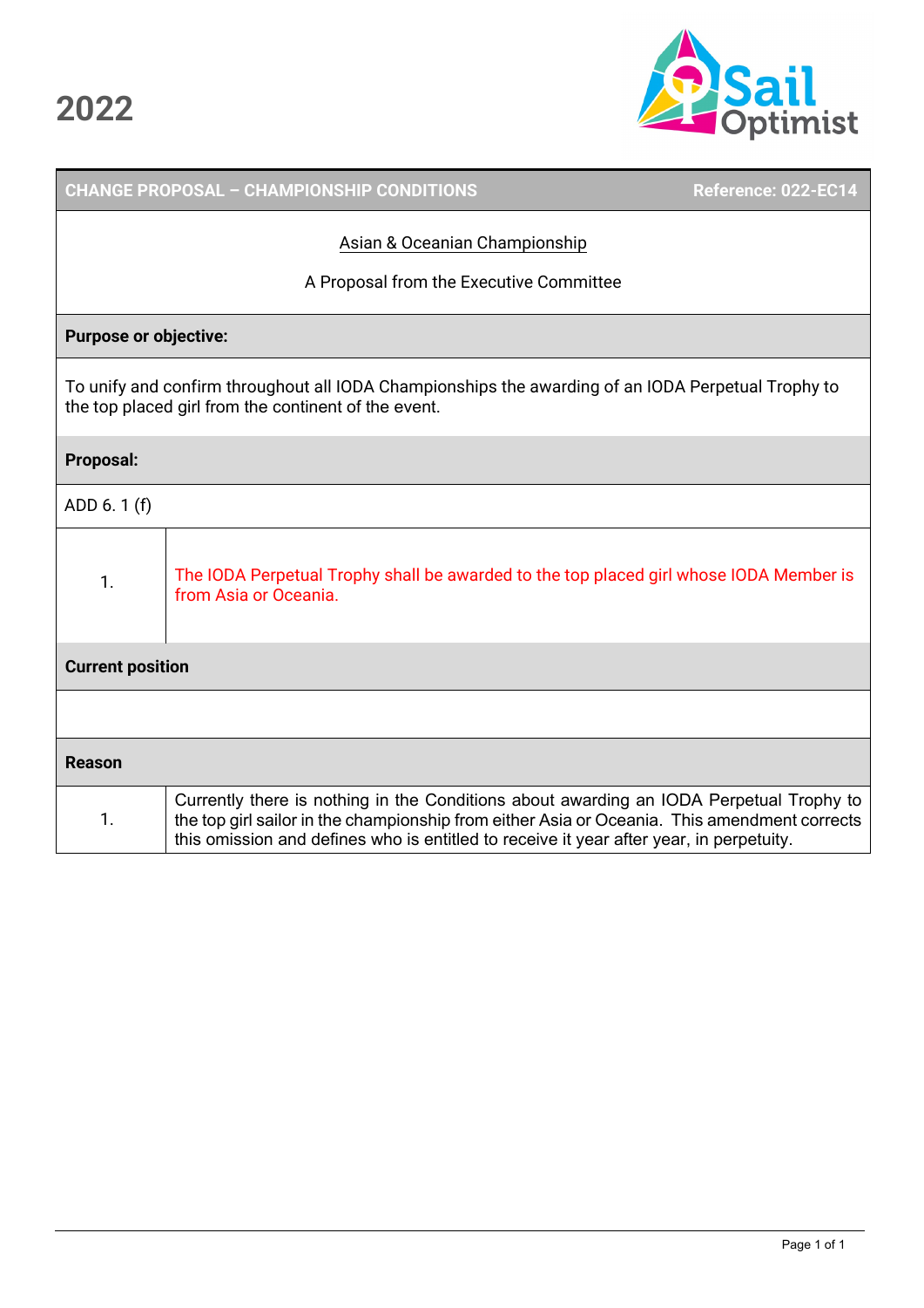# 2022

| CHANGE PROPOSAL – CHAMPIONSHIP CONDITIONS | Reference: 022-EC14 |
|---|---|

Asian & Oceanian Championship

A Proposal from the Executive Committee

**Purpose or objective:**

To unify and confirm throughout all IODA Championships the awarding of an IODA Perpetual Trophy to the top placed girl from the continent of the event.

**Proposal:**

ADD 6. 1 (f)

| | |
|---|---|
| 1. | The IODA Perpetual Trophy shall be awarded to the top placed girl whose IODA Member is from Asia or Oceania. |

**Current position**

**Reason**

| | |
|---|---|
| 1. | Currently there is nothing in the Conditions about awarding an IODA Perpetual Trophy to the top girl sailor in the championship from either Asia or Oceania. This amendment corrects this omission and defines who is entitled to receive it year after year, in perpetuity. |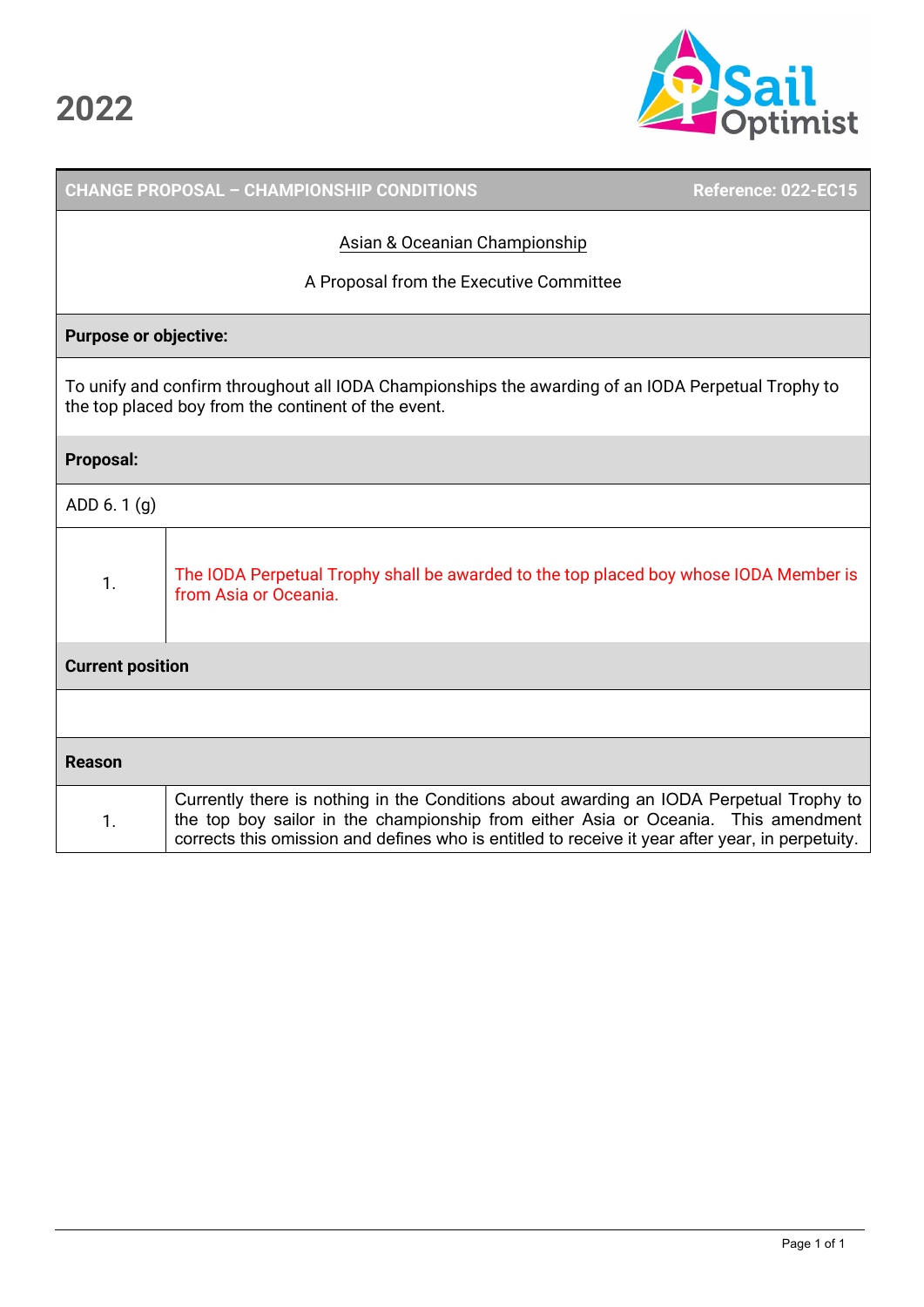# 2022

| CHANGE PROPOSAL – CHAMPIONSHIP CONDITIONS | Reference: 022-EC15 |
|---|---|

Asian & Oceanian Championship

A Proposal from the Executive Committee

**Purpose or objective:**

To unify and confirm throughout all IODA Championships the awarding of an IODA Perpetual Trophy to the top placed boy from the continent of the event.

**Proposal:**

ADD 6. 1 (g)

| | |
|---|---|
| 1. | The IODA Perpetual Trophy shall be awarded to the top placed boy whose IODA Member is from Asia or Oceania. |

**Current position**

**Reason**

| | |
|---|---|
| 1. | Currently there is nothing in the Conditions about awarding an IODA Perpetual Trophy to the top boy sailor in the championship from either Asia or Oceania. This amendment corrects this omission and defines who is entitled to receive it year after year, in perpetuity. |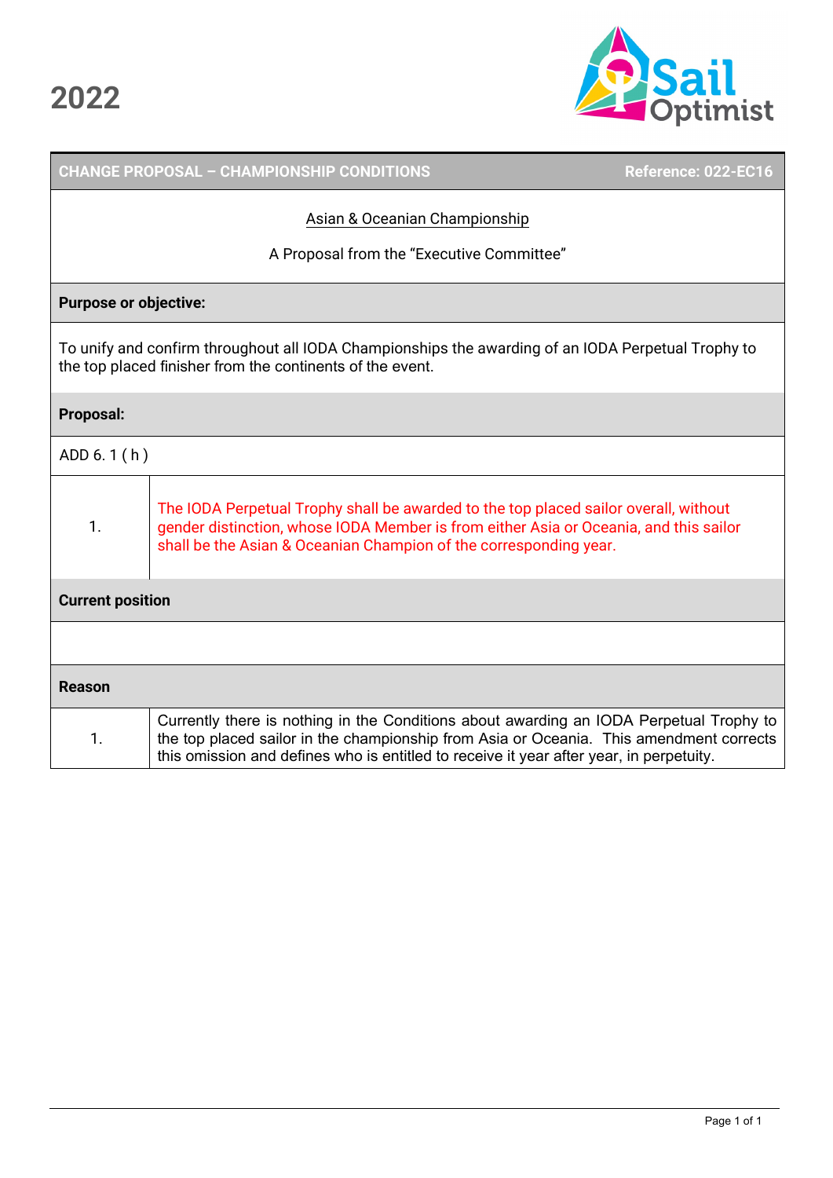2022

**CHANGE PROPOSAL – CHAMPIONSHIP CONDITIONS** — **Reference: 022-EC16**

<u>Asian & Oceanian Championship</u>

A Proposal from the "Executive Committee"

**Purpose or objective:**

To unify and confirm throughout all IODA Championships the awarding of an IODA Perpetual Trophy to the top placed finisher from the continents of the event.

**Proposal:**

ADD 6. 1 ( h )

| | |
|---|---|
| 1. | The IODA Perpetual Trophy shall be awarded to the top placed sailor overall, without gender distinction, whose IODA Member is from either Asia or Oceania, and this sailor shall be the Asian & Oceanian Champion of the corresponding year. |

**Current position**

**Reason**

| | |
|---|---|
| 1. | Currently there is nothing in the Conditions about awarding an IODA Perpetual Trophy to the top placed sailor in the championship from Asia or Oceania. This amendment corrects this omission and defines who is entitled to receive it year after year, in perpetuity. |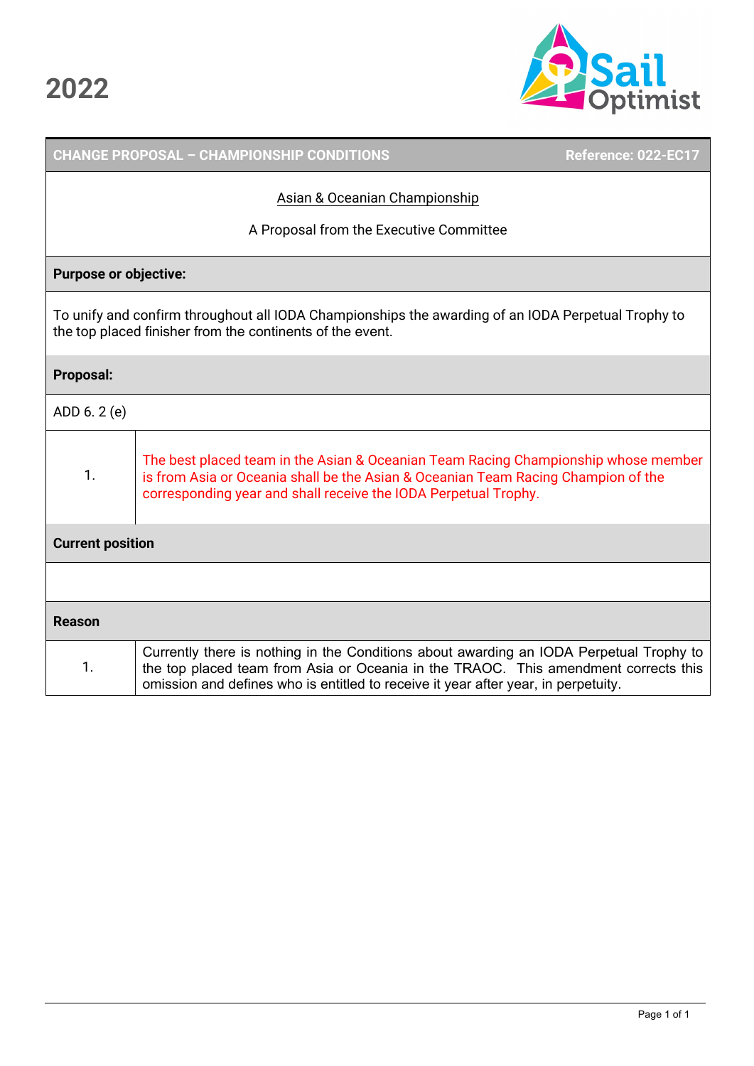# 2022

| CHANGE PROPOSAL – CHAMPIONSHIP CONDITIONS | Reference: 022-EC17 |
|---|---|

<u>Asian & Oceanian Championship</u>

A Proposal from the Executive Committee

**Purpose or objective:**

To unify and confirm throughout all IODA Championships the awarding of an IODA Perpetual Trophy to the top placed finisher from the continents of the event.

**Proposal:**

ADD 6. 2 (e)

| | |
|---|---|
| 1. | The best placed team in the Asian & Oceanian Team Racing Championship whose member is from Asia or Oceania shall be the Asian & Oceanian Team Racing Champion of the corresponding year and shall receive the IODA Perpetual Trophy. |

**Current position**

**Reason**

| | |
|---|---|
| 1. | Currently there is nothing in the Conditions about awarding an IODA Perpetual Trophy to the top placed team from Asia or Oceania in the TRAOC. This amendment corrects this omission and defines who is entitled to receive it year after year, in perpetuity. |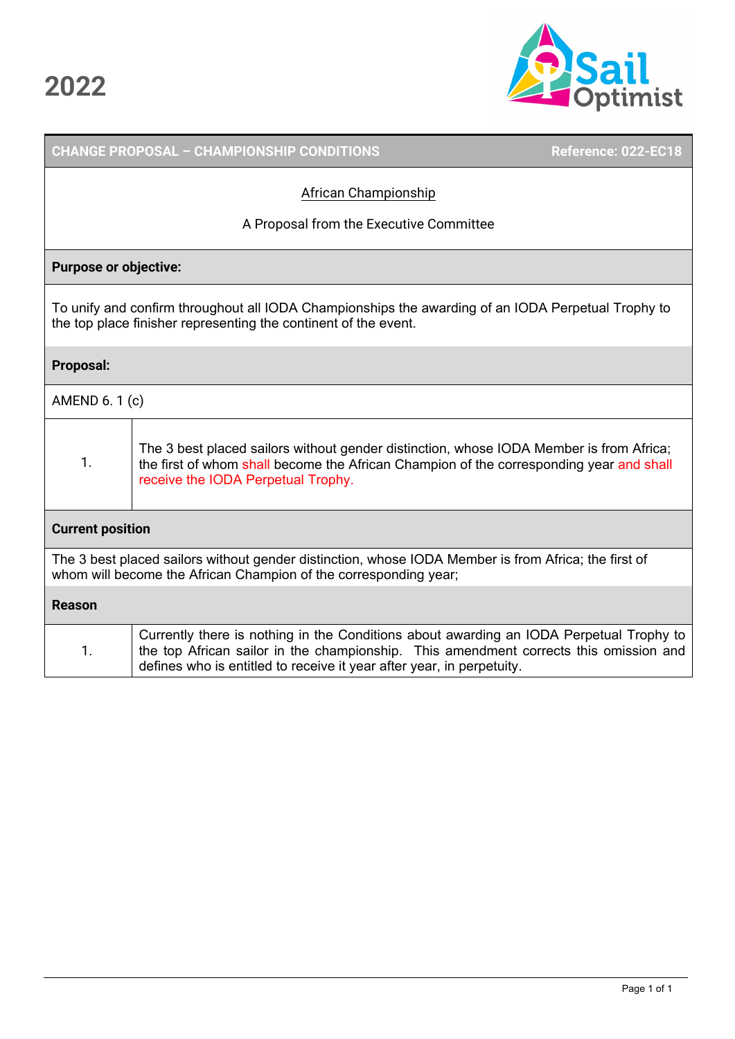2022

| CHANGE PROPOSAL – CHAMPIONSHIP CONDITIONS | Reference: 022-EC18 |
|---|---|

African Championship

A Proposal from the Executive Committee

**Purpose or objective:**

To unify and confirm throughout all IODA Championships the awarding of an IODA Perpetual Trophy to the top place finisher representing the continent of the event.

**Proposal:**

AMEND 6. 1 (c)

| | |
|---|---|
| 1. | The 3 best placed sailors without gender distinction, whose IODA Member is from Africa; the first of whom shall become the African Champion of the corresponding year and shall receive the IODA Perpetual Trophy. |

**Current position**

The 3 best placed sailors without gender distinction, whose IODA Member is from Africa; the first of whom will become the African Champion of the corresponding year;

**Reason**

| | |
|---|---|
| 1. | Currently there is nothing in the Conditions about awarding an IODA Perpetual Trophy to the top African sailor in the championship. This amendment corrects this omission and defines who is entitled to receive it year after year, in perpetuity. |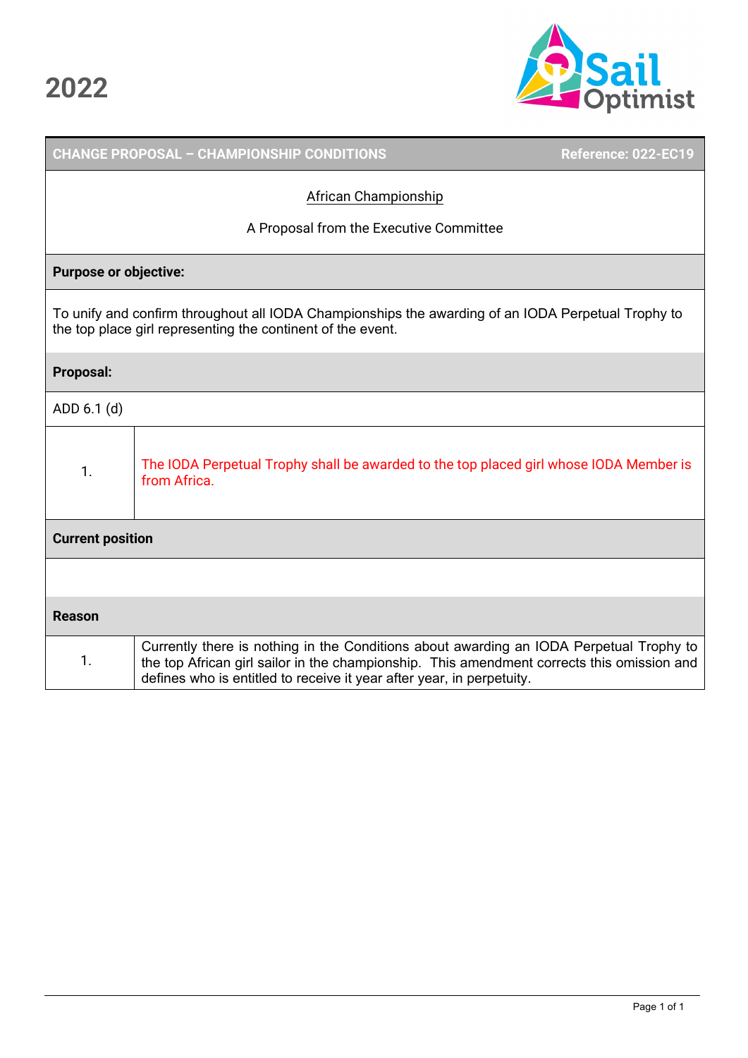# 2022

| CHANGE PROPOSAL – CHAMPIONSHIP CONDITIONS | Reference: 022-EC19 |
|---|---|

African Championship

A Proposal from the Executive Committee

**Purpose or objective:**

To unify and confirm throughout all IODA Championships the awarding of an IODA Perpetual Trophy to the top place girl representing the continent of the event.

**Proposal:**

ADD 6.1 (d)

| | |
|---|---|
| 1. | The IODA Perpetual Trophy shall be awarded to the top placed girl whose IODA Member is from Africa. |

**Current position**

**Reason**

| | |
|---|---|
| 1. | Currently there is nothing in the Conditions about awarding an IODA Perpetual Trophy to the top African girl sailor in the championship. This amendment corrects this omission and defines who is entitled to receive it year after year, in perpetuity. |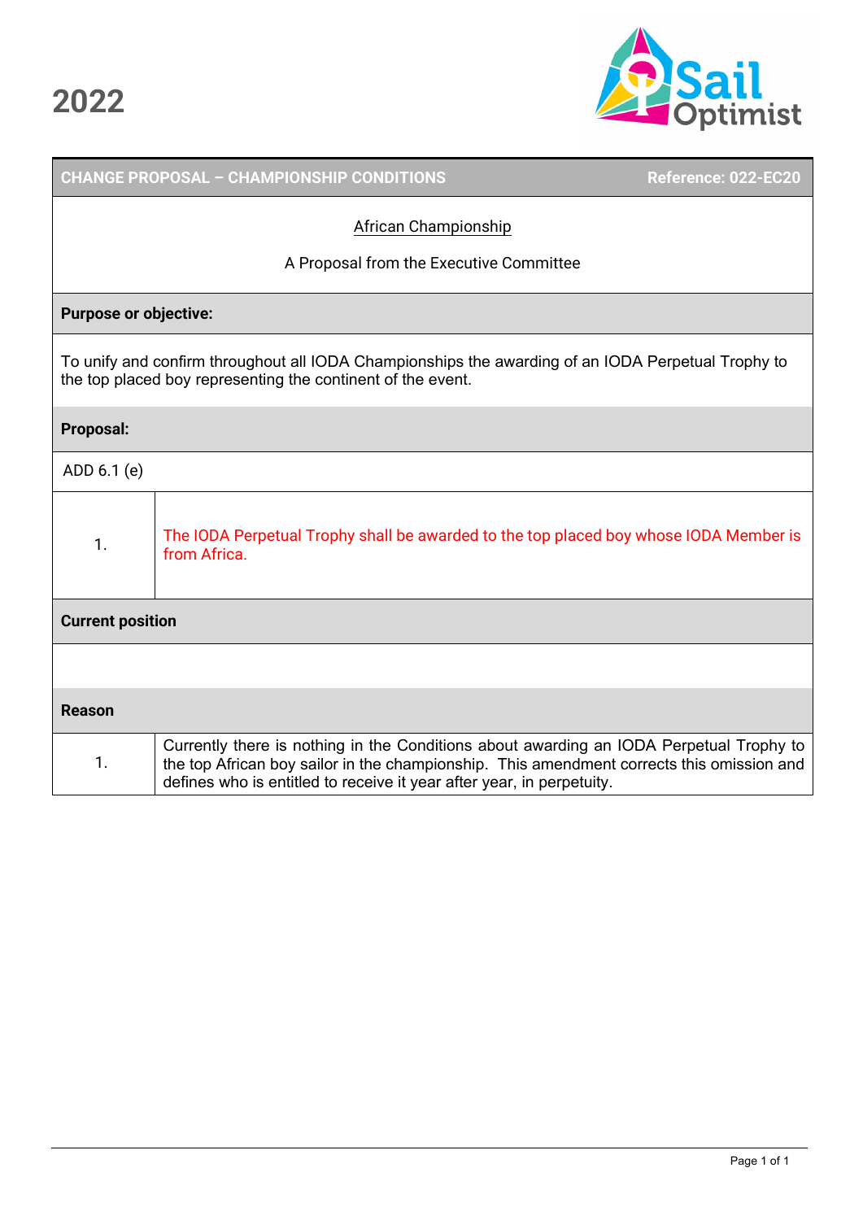# 2022

| CHANGE PROPOSAL – CHAMPIONSHIP CONDITIONS | Reference: 022-EC20 |
|---|---|

African Championship

A Proposal from the Executive Committee

**Purpose or objective:**

To unify and confirm throughout all IODA Championships the awarding of an IODA Perpetual Trophy to the top placed boy representing the continent of the event.

**Proposal:**

ADD 6.1 (e)

| | |
|---|---|
| 1. | The IODA Perpetual Trophy shall be awarded to the top placed boy whose IODA Member is from Africa. |

**Current position**

**Reason**

| | |
|---|---|
| 1. | Currently there is nothing in the Conditions about awarding an IODA Perpetual Trophy to the top African boy sailor in the championship. This amendment corrects this omission and defines who is entitled to receive it year after year, in perpetuity. |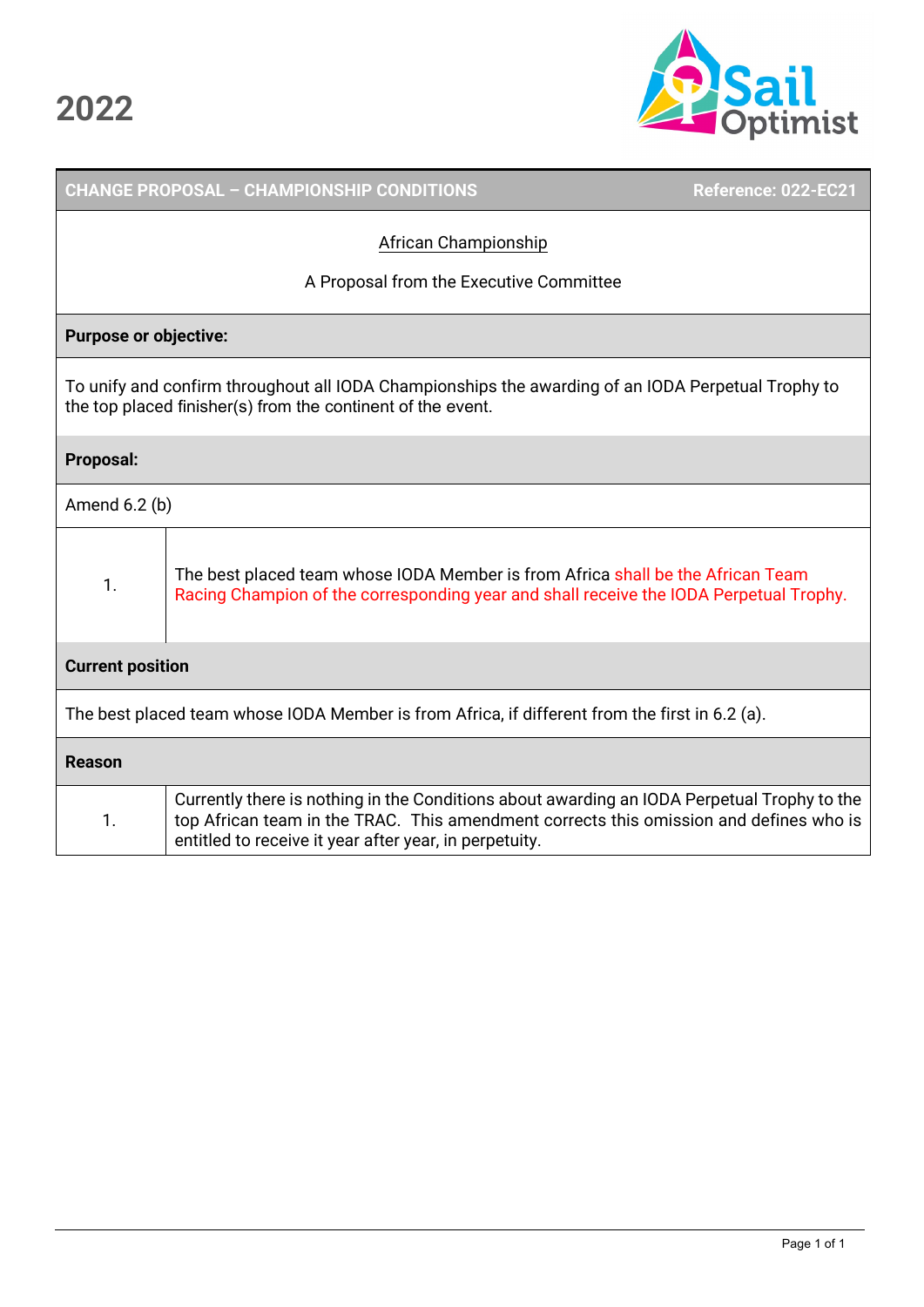# 2022

| CHANGE PROPOSAL – CHAMPIONSHIP CONDITIONS | Reference: 022-EC21 |
|---|---|

African Championship

A Proposal from the Executive Committee

**Purpose or objective:**

To unify and confirm throughout all IODA Championships the awarding of an IODA Perpetual Trophy to the top placed finisher(s) from the continent of the event.

**Proposal:**

Amend 6.2 (b)

| | |
|---|---|
| 1. | The best placed team whose IODA Member is from Africa shall be the African Team Racing Champion of the corresponding year and shall receive the IODA Perpetual Trophy. |

**Current position**

The best placed team whose IODA Member is from Africa, if different from the first in 6.2 (a).

**Reason**

| | |
|---|---|
| 1. | Currently there is nothing in the Conditions about awarding an IODA Perpetual Trophy to the top African team in the TRAC. This amendment corrects this omission and defines who is entitled to receive it year after year, in perpetuity. |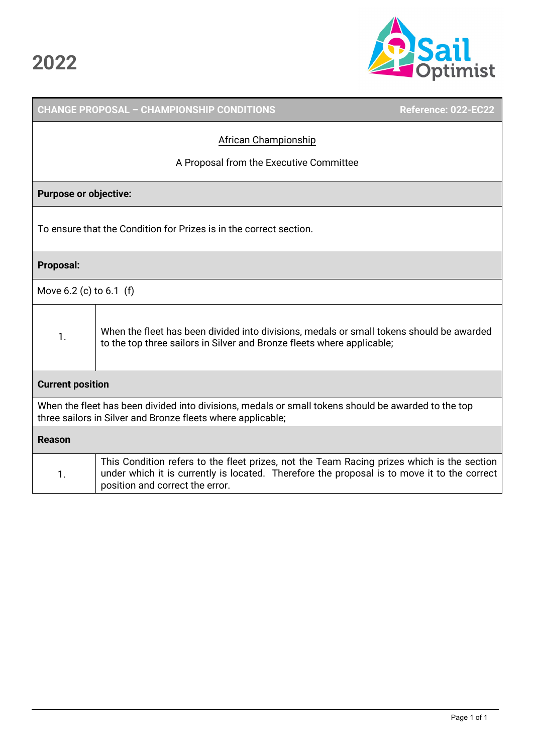# 2022

Sail Optimist

| CHANGE PROPOSAL – CHAMPIONSHIP CONDITIONS | Reference: 022-EC22 |
|---|---|

African Championship

A Proposal from the Executive Committee

**Purpose or objective:**

To ensure that the Condition for Prizes is in the correct section.

**Proposal:**

Move 6.2 (c) to 6.1 (f)

| | |
|---|---|
| 1. | When the fleet has been divided into divisions, medals or small tokens should be awarded to the top three sailors in Silver and Bronze fleets where applicable; |

**Current position**

When the fleet has been divided into divisions, medals or small tokens should be awarded to the top three sailors in Silver and Bronze fleets where applicable;

**Reason**

| | |
|---|---|
| 1. | This Condition refers to the fleet prizes, not the Team Racing prizes which is the section under which it is currently located. Therefore the proposal is to move it to the correct position and correct the error. |